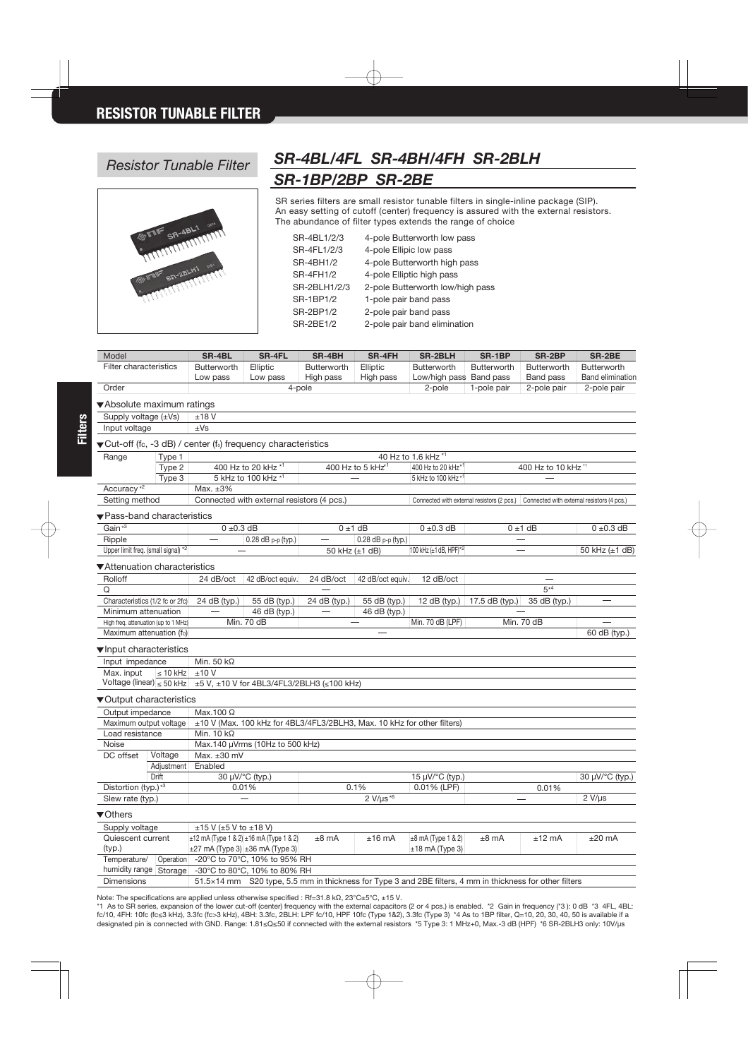# RESISTOR TUNABLE FILTER

*Resistor Tunable Filter*

## *SR-4BL/4FL SR-4BH/4FH SR-2BLH*
## *SR-1BP/2BP SR-2BE*

SR series filters are small resistor tunable filters in single-inline package (SIP).
An easy setting of cutoff (center) frequency is assured with the external resistors.
The abundance of filter types extends the range of choice

| | |
|---|---|
| SR-4BL1/2/3 | 4-pole Butterworth low pass |
| SR-4FL1/2/3 | 4-pole Ellipic low pass |
| SR-4BH1/2 | 4-pole Butterworth high pass |
| SR-4FH1/2 | 4-pole Elliptic high pass |
| SR-2BLH1/2/3 | 2-pole Butterworth low/high pass |
| SR-1BP1/2 | 1-pole pair band pass |
| SR-2BP1/2 | 2-pole pair band pass |
| SR-2BE1/2 | 2-pole pair band elimination |

| Model | | SR-4BL | SR-4FL | SR-4BH | SR-4FH | SR-2BLH | SR-1BP | SR-2BP | SR-2BE |
|---|---|---|---|---|---|---|---|---|---|
| Filter characteristics | | Butterworth Low pass | Elliptic Low pass | Butterworth High pass | Elliptic High pass | Butterworth Low/high pass | Butterworth Band pass | Butterworth Band pass | Butterworth Band elimination |
| Order | | 4-pole | | | | 2-pole | 1-pole pair | 2-pole pair | 2-pole pair |
| **▼Absolute maximum ratings** | | | | | | | | | |
| Supply voltage (±Vs) | | ±18 V | | | | | | | |
| Input voltage | | ±Vs | | | | | | | |
| **▼Cut-off (fc, -3 dB) / center (fo) frequency characteristics** | | | | | | | | | |
| Range | Type 1 | 40 Hz to 1.6 kHz [*1] | | | | | | | |
| | Type 2 | 400 Hz to 20 kHz [*1] | | 400 Hz to 5 kHz[*1] | | 400 Hz to 20 kHz[*1] | 400 Hz to 10 kHz [*1] | | |
| | Type 3 | 5 kHz to 100 kHz [*1] | | — | | 5 kHz to 100 kHz [*1] | — | | |
| Accuracy [*2] | | Max. ±3% | | | | | | | |
| Setting method | | Connected with external resistors (4 pcs.) | | | | Connected with external resistors (2 pcs.) | Connected with external resistors (4 pcs.) | | |
| **▼Pass-band characteristics** | | | | | | | | | |
| Gain [*3] | | 0 ±0.3 dB | | 0 ±1 dB | | 0 ±0.3 dB | 0 ±1 dB | | 0 ±0.3 dB |
| Ripple | | — | 0.28 dB p-p (typ.) | — | 0.28 dB p-p (typ.) | | — | | |
| Upper limit freq. (small signal) [*2] | | — | | 50 kHz (±1 dB) | | 100 kHz (±1 dB, HPF)[*5] | — | | 50 kHz (±1 dB) |
| **▼Attenuation characteristics** | | | | | | | | | |
| Rolloff | | 24 dB/oct | 42 dB/oct equiv. | 24 dB/oct | 42 dB/oct equiv. | 12 dB/oct | — | | |
| Q | | | | — | | | 5[*4] | | |
| Characteristics (1/2 fc or 2fc) | | 24 dB (typ.) | 55 dB (typ.) | 24 dB (typ.) | 55 dB (typ.) | 12 dB (typ.) | 17.5 dB (typ.) | 35 dB (typ.) | — |
| Minimum attenuation | | — | 46 dB (typ.) | — | 46 dB (typ.) | | — | | |
| High freq. attenuation (up to 1 MHz) | | Min. 70 dB | | — | | Min. 70 dB (LPF) | Min. 70 dB | | — |
| Maximum attenuation (fo) | | | | | — | | | | 60 dB (typ.) |
| **▼Input characteristics** | | | | | | | | | |
| Input impedance | | Min. 50 kΩ | | | | | | | |
| Max. input Voltage (linear) | ≤ 10 kHz | ±10 V | | | | | | | |
| | ≤ 50 kHz | ±5 V, ±10 V for 4BL3/4FL3/2BLH3 (≤100 kHz) | | | | | | | |
| **▼Output characteristics** | | | | | | | | | |
| Output impedance | | Max.100 Ω | | | | | | | |
| Maximum output voltage | | ±10 V (Max. 100 kHz for 4BL3/4FL3/2BLH3, Max. 10 kHz for other filters) | | | | | | | |
| Load resistance | | Min. 10 kΩ | | | | | | | |
| Noise | | Max.140 μVrms (10Hz to 500 kHz) | | | | | | | |
| DC offset | Voltage | Max. ±30 mV | | | | | | | |
| | Adjustment | Enabled | | | | | | | |
| | Drift | 30 μV/°C (typ.) | | 15 μV/°C (typ.) | | | | | 30 μV/°C (typ.) |
| Distortion (typ.) [*3] | | 0.01% | | 0.1% | | 0.01% (LPF) | 0.01% | | |
| Slew rate (typ.) | | — | | 2 V/μs [*6] | | | — | | 2 V/μs |
| **▼Others** | | | | | | | | | |
| Supply voltage | | ±15 V (±5 V to ±18 V) | | | | | | | |
| Quiescent current (typ.) | | ±12 mA (Type 1 & 2) ±16 mA (Type 1 & 2) ±27 mA (Type 3) ±36 mA (Type 3) | | ±8 mA | ±16 mA | ±8 mA (Type 1 & 2) ±18 mA (Type 3) | ±8 mA | ±12 mA | ±20 mA |
| Temperature/ humidity range | Operation | -20°C to 70°C, 10% to 95% RH | | | | | | | |
| | Storage | -30°C to 80°C, 10% to 80% RH | | | | | | | |
| Dimensions | | 51.5×14 mm S20 type, 5.5 mm in thickness for Type 3 and 2BE filters, 4 mm in thickness for other filters | | | | | | | |

Note: The specifications are applied unless otherwise specified : Rf=31.8 kΩ, 23°C±5°C, ±15 V.
*1 As to SR series, expansion of the lower cut-off (center) frequency with the external capacitors (2 or 4 pcs.) is enabled. *2 Gain in frequency (*3 ): 0 dB *3 4FL, 4BL: fc/10, 4FH: 10fc (fc≤3 kHz), 3.3fc (fc>3 kHz), 4BH: 3.3fc, 2BLH: LPF fc/10, HPF 10fc (Type 1&2), 3.3fc (Type 3) *4 As to 1BP filter, Q=10, 20, 30, 40, 50 is available if a designated pin is connected with GND. Range: 1.81≤Q≤50 if connected with the external resistors *5 Type 3: 1 MHz+0, Max.-3 dB (HPF) *6 SR-2BLH3 only: 10V/μs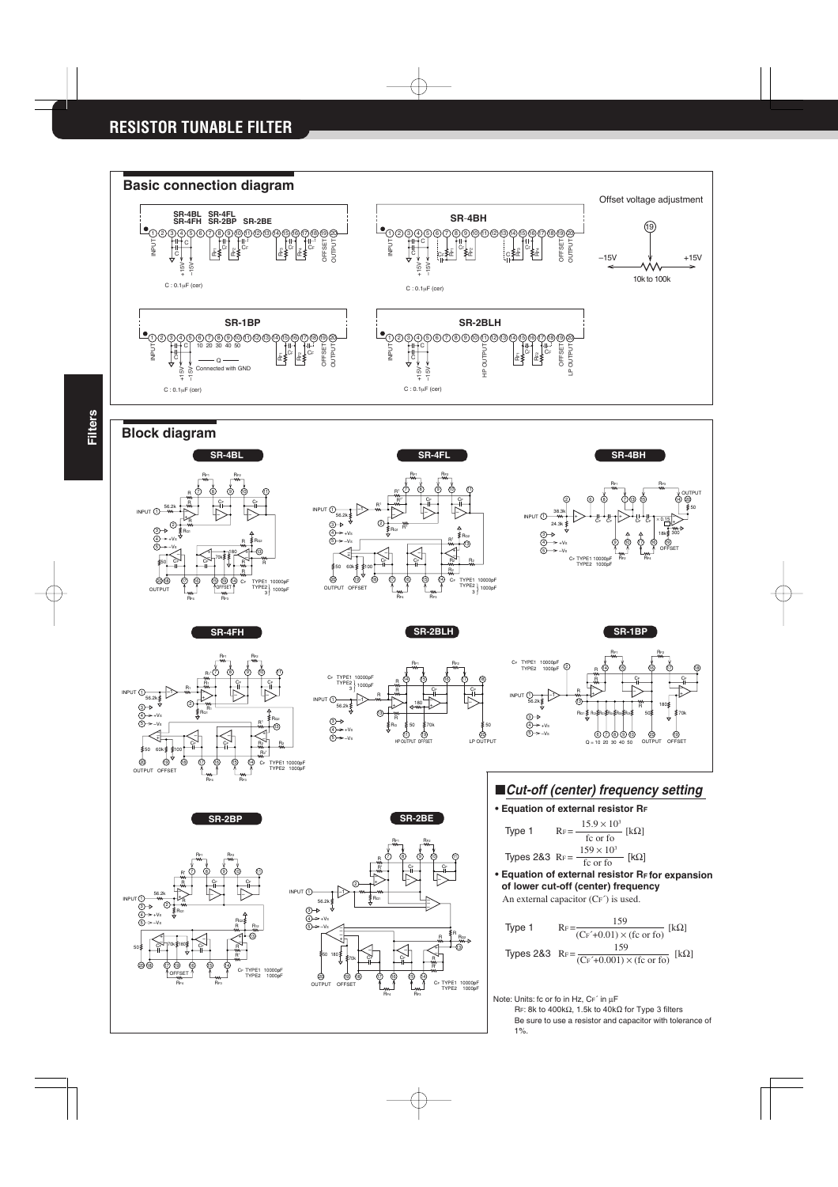# RESISTOR TUNABLE FILTER

## Basic connection diagram

SR-4BL SR-4FL
SR-4FH SR-2BP SR-2BE

C : 0.1μF (cer)

SR-4BH

C : 0.1μF (cer)

Offset voltage adjustment

−15V +15V
10k to 100k

SR-1BP

Q — Connected with GND

C : 0.1μF (cer)

SR-2BLH

C : 0.1μF (cer)

## Block diagram

SR-4BL

SR-4FL

SR-4BH

SR-4FH

SR-2BLH

SR-1BP

SR-2BP

SR-2BE

### ■*Cut-off (center) frequency setting*

- **Equation of external resistor $R_F$**

Type 1 $$R_F = \frac{15.9 \times 10^3}{\text{fc or fo}} \; [\text{k}\Omega]$$

Types 2&3 $$R_F = \frac{159 \times 10^3}{\text{fc or fo}} \; [\text{k}\Omega]$$

- **Equation of external resistor $R_F$ for expansion of lower cut-off (center) frequency**

An external capacitor ($C_F'$) is used.

Type 1 $$R_F = \frac{159}{(C_F'+0.01) \times (\text{fc or fo})} \; [\text{k}\Omega]$$

Types 2&3 $$R_F = \frac{159}{(C_F'+0.001) \times (\text{fc or fo})} \; [\text{k}\Omega]$$

Note: Units: fc or fo in Hz, $C_F'$ in μF
$R_F$: 8k to 400kΩ, 1.5k to 40kΩ for Type 3 filters
Be sure to use a resistor and capacitor with tolerance of 1%.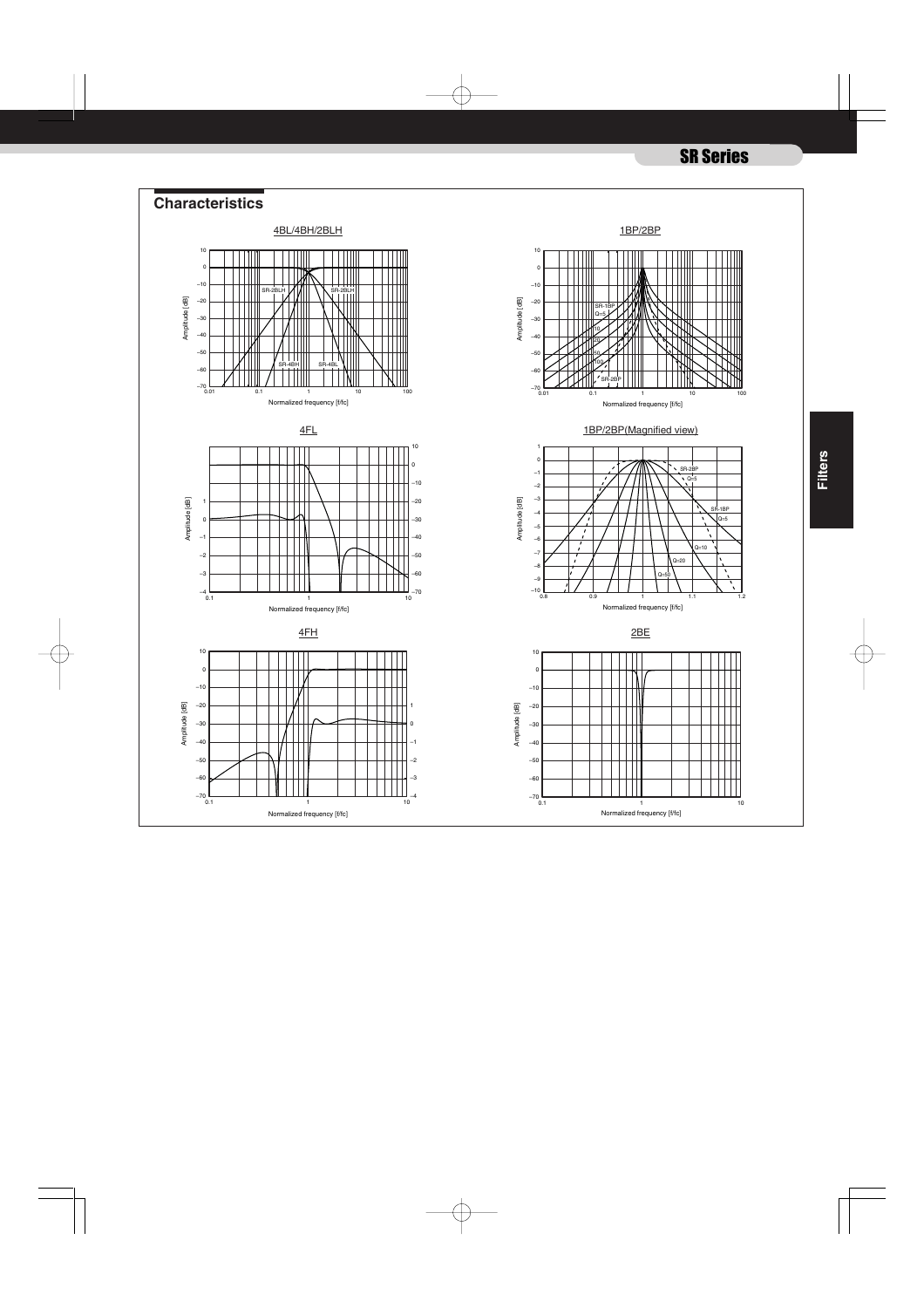## Characteristics

4BL/4BH/2BLH

1BP/2BP

4FL

1BP/2BP(Magnified view)

4FH

2BE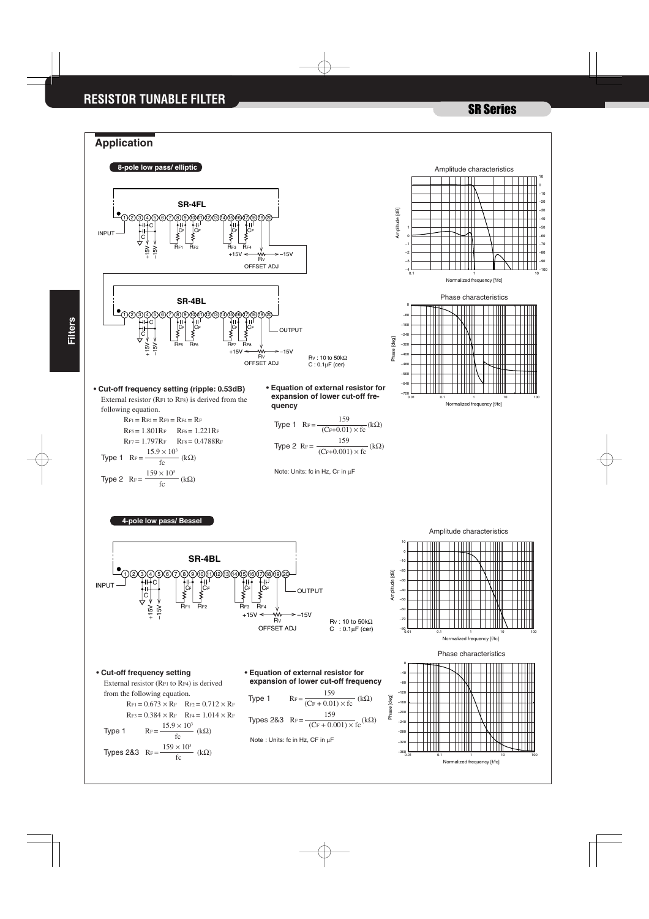# RESISTOR TUNABLE FILTER

## SR Series

## Application

### 8-pole low pass/ elliptic

SR-4FL

INPUT

C

$C_F$ $C_F$ $C_F$ $C_F$

+15V −15V

$R_{F1}$ $R_{F2}$ $R_{F3}$ $R_{F4}$

+15V ← $R_V$ → −15V

OFFSET ADJ

SR-4BL

C

C

$C_F$ $C_F$ $C_F$ $C_F$

+15V −15V

$R_{F5}$ $R_{F6}$ $R_{F7}$ $R_{F8}$

OUTPUT

+15V ← $R_V$ → −15V

OFFSET ADJ

$R_V$ : 10 to 50kΩ
C : 0.1μF (cer)

Amplitude characteristics

Amplitude [dB]

Normalized frequency [f/fc]

Phase characteristics

Phase [deg]

Normalized frequency [f/fc]

**• Cut-off frequency setting (ripple: 0.53dB)**

External resistor ($R_{F1}$ to $R_{F8}$) is derived from the following equation.

$$R_{F1} = R_{F2} = R_{F3} = R_{F4} = R_F$$

$$R_{F5} = 1.801R_F \quad R_{F6} = 1.221R_F$$

$$R_{F7} = 1.797R_F \quad R_{F8} = 0.4788R_F$$

Type 1 $\quad R_F = \dfrac{15.9 \times 10^3}{fc}$ (kΩ)

Type 2 $\quad R_F = \dfrac{159 \times 10^3}{fc}$ (kΩ)

**• Equation of external resistor for expansion of lower cut-off frequency**

Type 1 $\quad R_F = \dfrac{159}{(C_F+0.01) \times fc}$ (kΩ)

Type 2 $\quad R_F = \dfrac{159}{(C_F+0.001) \times fc}$ (kΩ)

Note: Units: fc in Hz, $C_F$ in μF

### 4-pole low pass/ Bessel

SR-4BL

INPUT

C

C

$C_F$ $C_F$ $C_F$ $C_F$

+15V −15V

$R_{F1}$ $R_{F2}$ $R_{F3}$ $R_{F4}$

OUTPUT

+15V ← $R_V$ → −15V

OFFSET ADJ

$R_V$ : 10 to 50kΩ
C : 0.1μF (cer)

Amplitude characteristics

Amplitude (dB)

Normalized frequency [f/fc]

Phase characteristics

Phase (deg)

Normalized frequency [f/fc]

**• Cut-off frequency setting**

External resistor ($R_{F1}$ to $R_{F4}$) is derived from the following equation.

$$R_{F1} = 0.673 \times R_F \quad R_{F2} = 0.712 \times R_F$$

$$R_{F3} = 0.384 \times R_F \quad R_{F4} = 1.014 \times R_F$$

Type 1 $\quad R_F = \dfrac{15.9 \times 10^3}{fc}$ (kΩ)

Types 2&3 $\quad R_F = \dfrac{159 \times 10^3}{fc}$ (kΩ)

**• Equation of external resistor for expansion of lower cut-off frequency**

Type 1 $\quad R_F = \dfrac{159}{(C_F + 0.01) \times fc}$ (kΩ)

Types 2&3 $\quad R_F = \dfrac{159}{(C_F + 0.001) \times fc}$ (kΩ)

Note : Units: fc in Hz, CF in μF